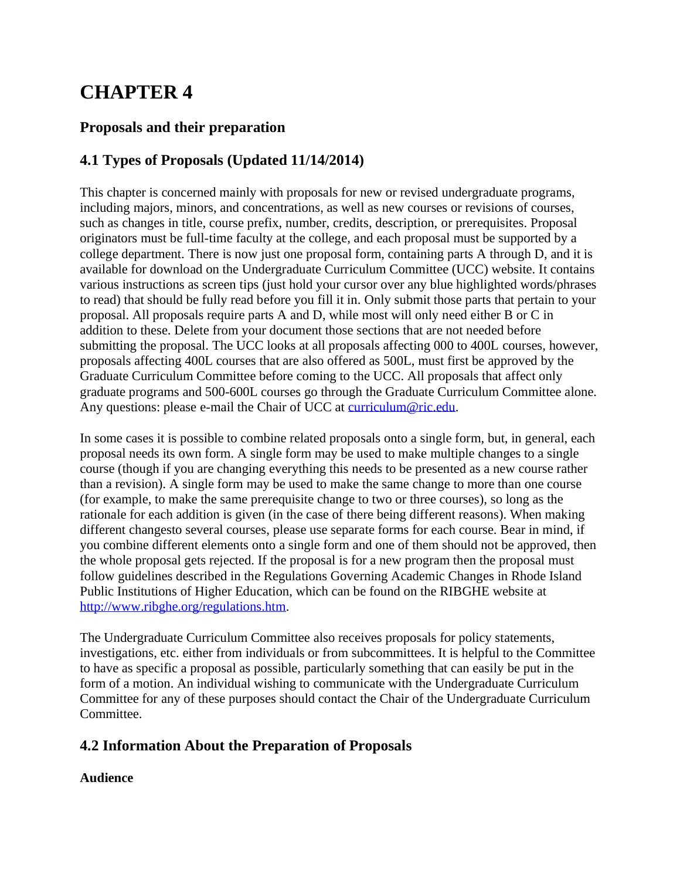# CHAPTER 4

### Proposals and their preparation

### 4.1 Types of Proposals (Updated 11/14/2014)

This chapter is concerned mainly with proposals for new or revised undergraduate programs, including majors, minors, and concentrations, as well as new courses or revisions of courses, such as changes in title, course prefix, number, credits, description, or prerequisites. Proposal originators must be full-time faculty at the college, and each proposal must be supported by a college department. There is now just one proposal form, containing parts A through D, and it is available for download on the Undergraduate Curriculum Committee (UCC) website. It contains various instructions as screen tips (just hold your cursor over any blue highlighted words/phrases to read) that should be fully read before you fill it in. Only submit those parts that pertain to your proposal. All proposals require parts A and D, while most will only need either B or C in addition to these. Delete from your document those sections that are not needed before submitting the proposal. The UCC looks at all proposals affecting 000 to 400L courses, however, proposals affecting 400L courses that are also offered as 500L, must first be approved by the Graduate Curriculum Committee before coming to the UCC. All proposals that affect only graduate programs and 500-600L courses go through the Graduate Curriculum Committee alone. Any questions: please e-mail the Chair of UCC at [curriculum@ric.edu](mailto:curriculum@ric.edu).

In some cases it is possible to combine related proposals onto a single form, but, in general, each proposal needs its own form. A single form may be used to make multiple changes to a single course (though if you are changing everything this needs to be presented as a new course rather than a revision). A single form may be used to make the same change to more than one course (for example, to make the same prerequisite change to two or three courses), so long as the rationale for each addition is given (in the case of there being different reasons). When making different changesto several courses, please use separate forms for each course. Bear in mind, if you combine different elements onto a single form and one of them should not be approved, then the whole proposal gets rejected. If the proposal is for a new program then the proposal must follow guidelines described in the Regulations Governing Academic Changes in Rhode Island Public Institutions of Higher Education, which can be found on the RIBGHE website at [http://www.ribghe.org/regulations.htm](http://www.ribghe.org/regulations.htm).

The Undergraduate Curriculum Committee also receives proposals for policy statements, investigations, etc. either from individuals or from subcommittees. It is helpful to the Committee to have as specific a proposal as possible, particularly something that can easily be put in the form of a motion. An individual wishing to communicate with the Undergraduate Curriculum Committee for any of these purposes should contact the Chair of the Undergraduate Curriculum Committee.

### 4.2 Information About the Preparation of Proposals

**Audience**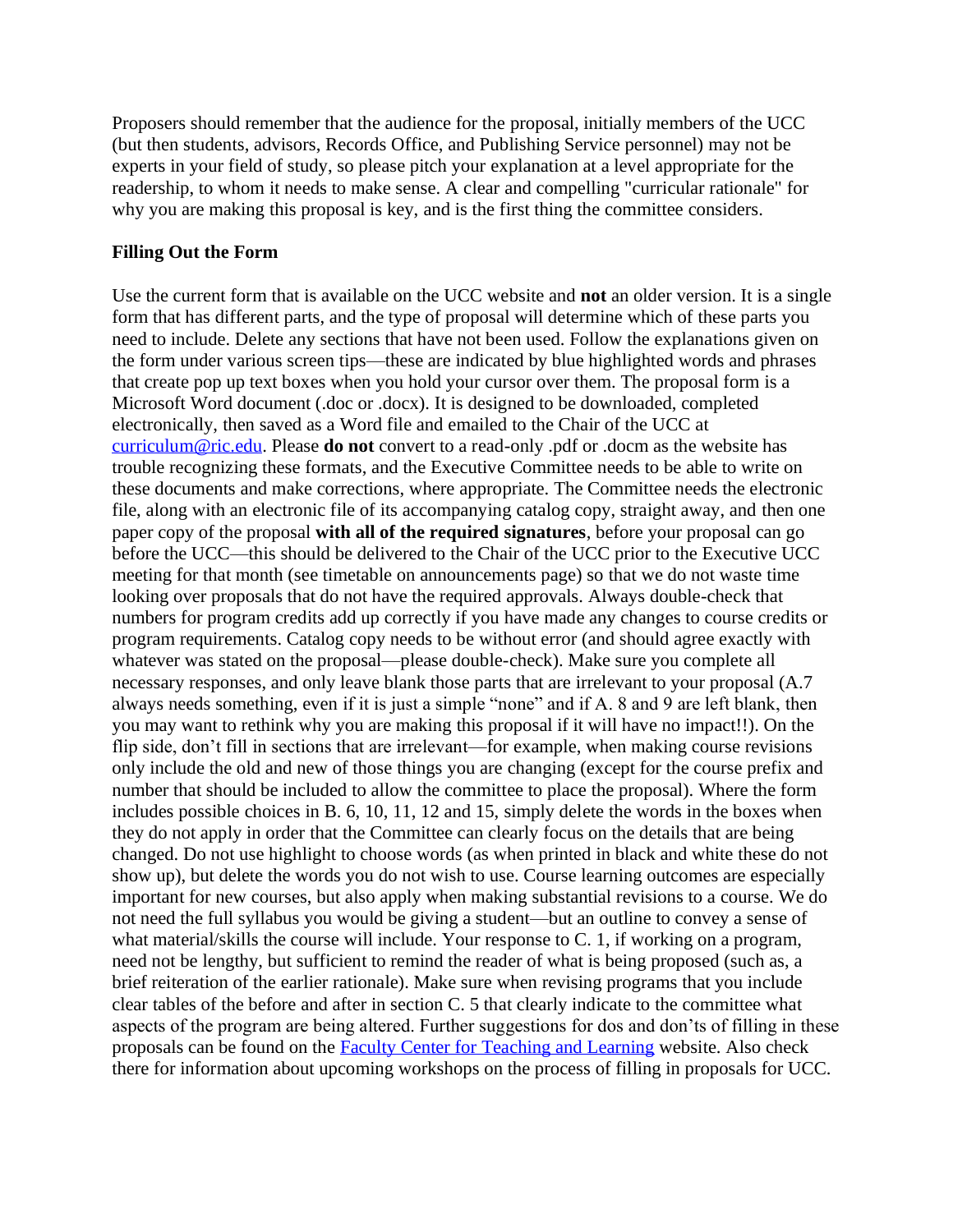Proposers should remember that the audience for the proposal, initially members of the UCC (but then students, advisors, Records Office, and Publishing Service personnel) may not be experts in your field of study, so please pitch your explanation at a level appropriate for the readership, to whom it needs to make sense. A clear and compelling "curricular rationale" for why you are making this proposal is key, and is the first thing the committee considers.

**Filling Out the Form**

Use the current form that is available on the UCC website and **not** an older version. It is a single form that has different parts, and the type of proposal will determine which of these parts you need to include. Delete any sections that have not been used. Follow the explanations given on the form under various screen tips—these are indicated by blue highlighted words and phrases that create pop up text boxes when you hold your cursor over them. The proposal form is a Microsoft Word document (.doc or .docx). It is designed to be downloaded, completed electronically, then saved as a Word file and emailed to the Chair of the UCC at [curriculum@ric.edu](mailto:curriculum@ric.edu). Please **do not** convert to a read-only .pdf or .docm as the website has trouble recognizing these formats, and the Executive Committee needs to be able to write on these documents and make corrections, where appropriate. The Committee needs the electronic file, along with an electronic file of its accompanying catalog copy, straight away, and then one paper copy of the proposal **with all of the required signatures**, before your proposal can go before the UCC—this should be delivered to the Chair of the UCC prior to the Executive UCC meeting for that month (see timetable on announcements page) so that we do not waste time looking over proposals that do not have the required approvals. Always double-check that numbers for program credits add up correctly if you have made any changes to course credits or program requirements. Catalog copy needs to be without error (and should agree exactly with whatever was stated on the proposal—please double-check). Make sure you complete all necessary responses, and only leave blank those parts that are irrelevant to your proposal (A.7 always needs something, even if it is just a simple "none" and if A. 8 and 9 are left blank, then you may want to rethink why you are making this proposal if it will have no impact!!). On the flip side, don't fill in sections that are irrelevant—for example, when making course revisions only include the old and new of those things you are changing (except for the course prefix and number that should be included to allow the committee to place the proposal). Where the form includes possible choices in B. 6, 10, 11, 12 and 15, simply delete the words in the boxes when they do not apply in order that the Committee can clearly focus on the details that are being changed. Do not use highlight to choose words (as when printed in black and white these do not show up), but delete the words you do not wish to use. Course learning outcomes are especially important for new courses, but also apply when making substantial revisions to a course. We do not need the full syllabus you would be giving a student—but an outline to convey a sense of what material/skills the course will include. Your response to C. 1, if working on a program, need not be lengthy, but sufficient to remind the reader of what is being proposed (such as, a brief reiteration of the earlier rationale). Make sure when revising programs that you include clear tables of the before and after in section C. 5 that clearly indicate to the committee what aspects of the program are being altered. Further suggestions for dos and don'ts of filling in these proposals can be found on the [Faculty Center for Teaching and Learning](#) website. Also check there for information about upcoming workshops on the process of filling in proposals for UCC.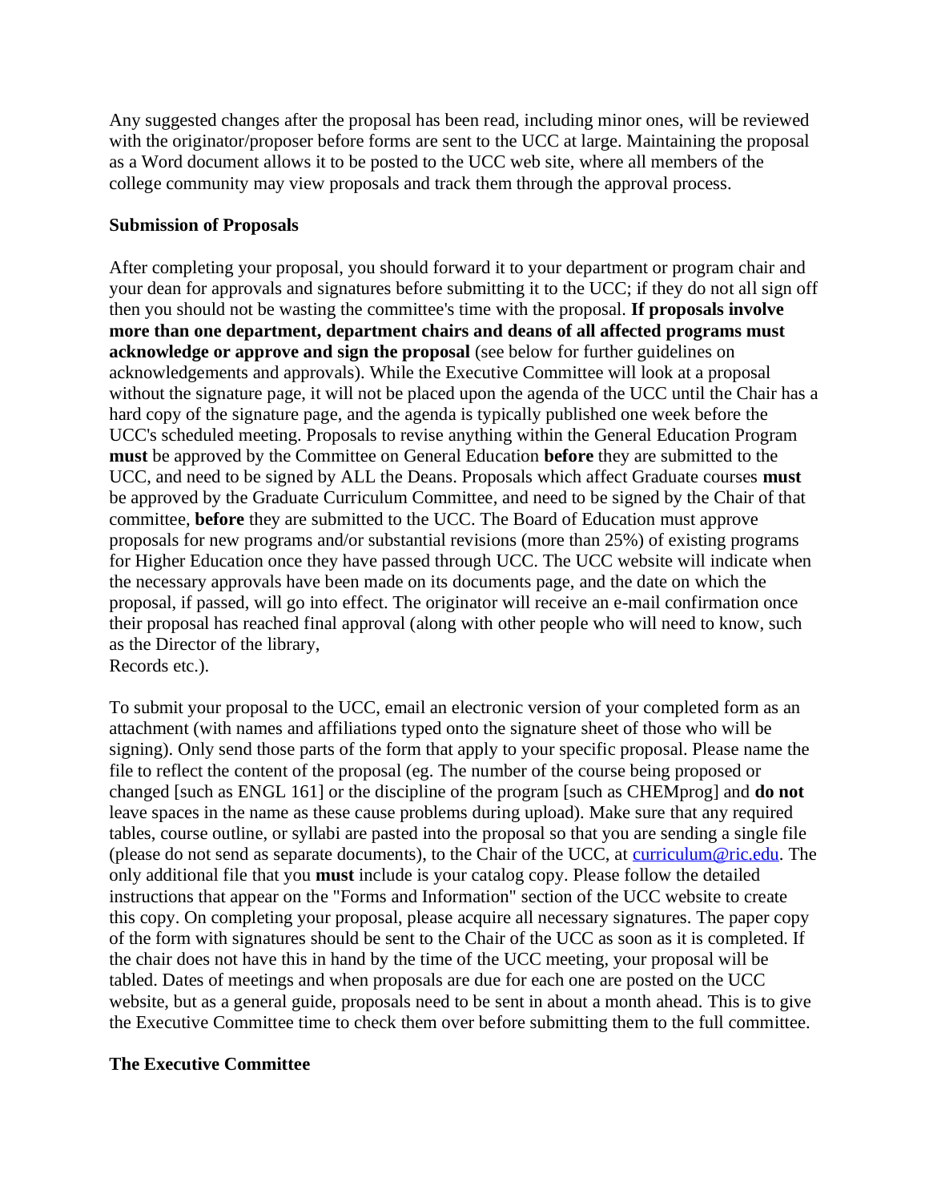Any suggested changes after the proposal has been read, including minor ones, will be reviewed with the originator/proposer before forms are sent to the UCC at large. Maintaining the proposal as a Word document allows it to be posted to the UCC web site, where all members of the college community may view proposals and track them through the approval process.

**Submission of Proposals**

After completing your proposal, you should forward it to your department or program chair and your dean for approvals and signatures before submitting it to the UCC; if they do not all sign off then you should not be wasting the committee's time with the proposal. **If proposals involve more than one department, department chairs and deans of all affected programs must acknowledge or approve and sign the proposal** (see below for further guidelines on acknowledgements and approvals). While the Executive Committee will look at a proposal without the signature page, it will not be placed upon the agenda of the UCC until the Chair has a hard copy of the signature page, and the agenda is typically published one week before the UCC's scheduled meeting. Proposals to revise anything within the General Education Program **must** be approved by the Committee on General Education **before** they are submitted to the UCC, and need to be signed by ALL the Deans. Proposals which affect Graduate courses **must** be approved by the Graduate Curriculum Committee, and need to be signed by the Chair of that committee, **before** they are submitted to the UCC. The Board of Education must approve proposals for new programs and/or substantial revisions (more than 25%) of existing programs for Higher Education once they have passed through UCC. The UCC website will indicate when the necessary approvals have been made on its documents page, and the date on which the proposal, if passed, will go into effect. The originator will receive an e-mail confirmation once their proposal has reached final approval (along with other people who will need to know, such as the Director of the library,
Records etc.).

To submit your proposal to the UCC, email an electronic version of your completed form as an attachment (with names and affiliations typed onto the signature sheet of those who will be signing). Only send those parts of the form that apply to your specific proposal. Please name the file to reflect the content of the proposal (eg. The number of the course being proposed or changed [such as ENGL 161] or the discipline of the program [such as CHEMprog] and **do not** leave spaces in the name as these cause problems during upload). Make sure that any required tables, course outline, or syllabi are pasted into the proposal so that you are sending a single file (please do not send as separate documents), to the Chair of the UCC, at curriculum@ric.edu. The only additional file that you **must** include is your catalog copy. Please follow the detailed instructions that appear on the "Forms and Information" section of the UCC website to create this copy. On completing your proposal, please acquire all necessary signatures. The paper copy of the form with signatures should be sent to the Chair of the UCC as soon as it is completed. If the chair does not have this in hand by the time of the UCC meeting, your proposal will be tabled. Dates of meetings and when proposals are due for each one are posted on the UCC website, but as a general guide, proposals need to be sent in about a month ahead. This is to give the Executive Committee time to check them over before submitting them to the full committee.

**The Executive Committee**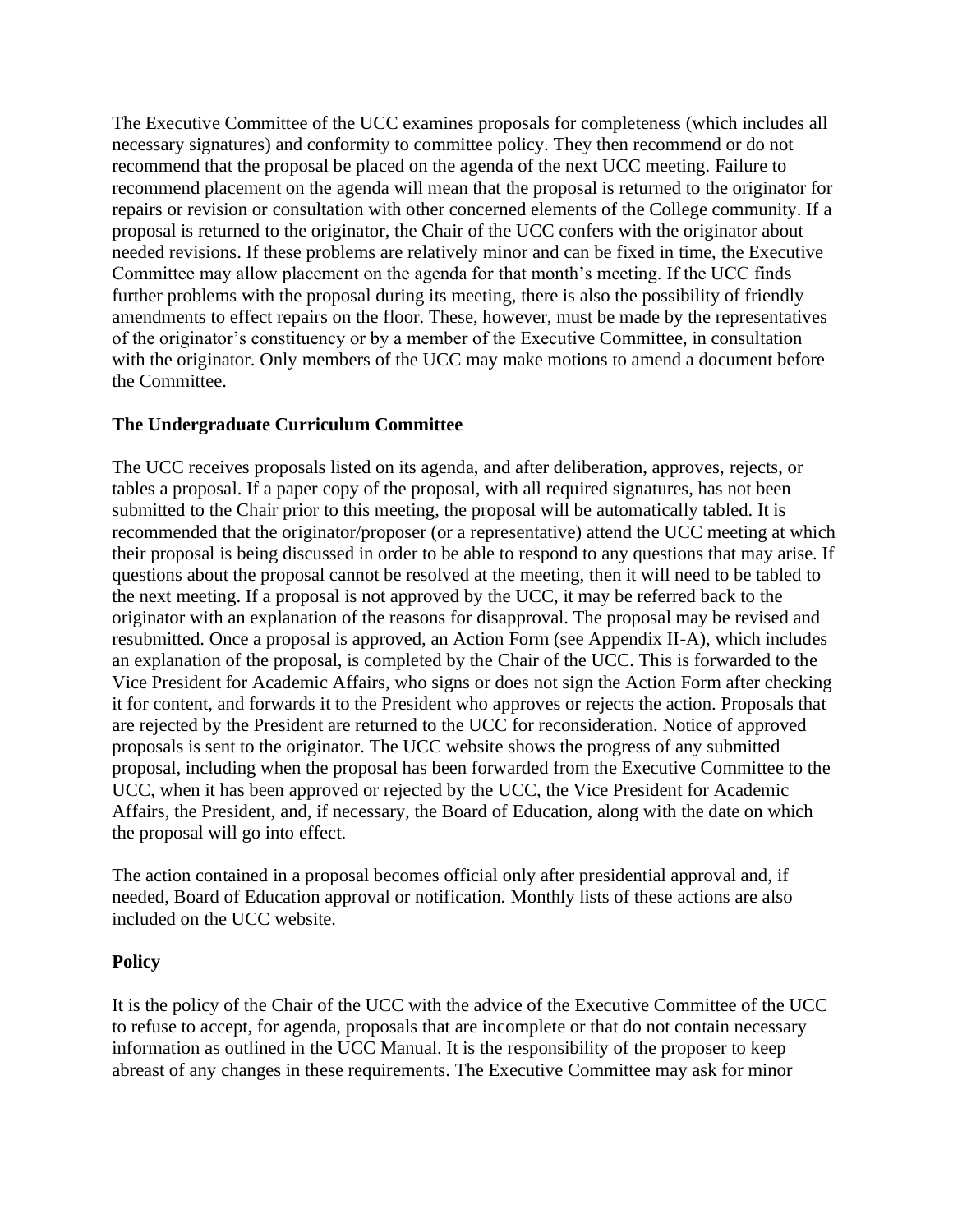The Executive Committee of the UCC examines proposals for completeness (which includes all necessary signatures) and conformity to committee policy. They then recommend or do not recommend that the proposal be placed on the agenda of the next UCC meeting. Failure to recommend placement on the agenda will mean that the proposal is returned to the originator for repairs or revision or consultation with other concerned elements of the College community. If a proposal is returned to the originator, the Chair of the UCC confers with the originator about needed revisions. If these problems are relatively minor and can be fixed in time, the Executive Committee may allow placement on the agenda for that month's meeting. If the UCC finds further problems with the proposal during its meeting, there is also the possibility of friendly amendments to effect repairs on the floor. These, however, must be made by the representatives of the originator's constituency or by a member of the Executive Committee, in consultation with the originator. Only members of the UCC may make motions to amend a document before the Committee.

**The Undergraduate Curriculum Committee**

The UCC receives proposals listed on its agenda, and after deliberation, approves, rejects, or tables a proposal. If a paper copy of the proposal, with all required signatures, has not been submitted to the Chair prior to this meeting, the proposal will be automatically tabled. It is recommended that the originator/proposer (or a representative) attend the UCC meeting at which their proposal is being discussed in order to be able to respond to any questions that may arise. If questions about the proposal cannot be resolved at the meeting, then it will need to be tabled to the next meeting. If a proposal is not approved by the UCC, it may be referred back to the originator with an explanation of the reasons for disapproval. The proposal may be revised and resubmitted. Once a proposal is approved, an Action Form (see Appendix II-A), which includes an explanation of the proposal, is completed by the Chair of the UCC. This is forwarded to the Vice President for Academic Affairs, who signs or does not sign the Action Form after checking it for content, and forwards it to the President who approves or rejects the action. Proposals that are rejected by the President are returned to the UCC for reconsideration. Notice of approved proposals is sent to the originator. The UCC website shows the progress of any submitted proposal, including when the proposal has been forwarded from the Executive Committee to the UCC, when it has been approved or rejected by the UCC, the Vice President for Academic Affairs, the President, and, if necessary, the Board of Education, along with the date on which the proposal will go into effect.

The action contained in a proposal becomes official only after presidential approval and, if needed, Board of Education approval or notification. Monthly lists of these actions are also included on the UCC website.

**Policy**

It is the policy of the Chair of the UCC with the advice of the Executive Committee of the UCC to refuse to accept, for agenda, proposals that are incomplete or that do not contain necessary information as outlined in the UCC Manual. It is the responsibility of the proposer to keep abreast of any changes in these requirements. The Executive Committee may ask for minor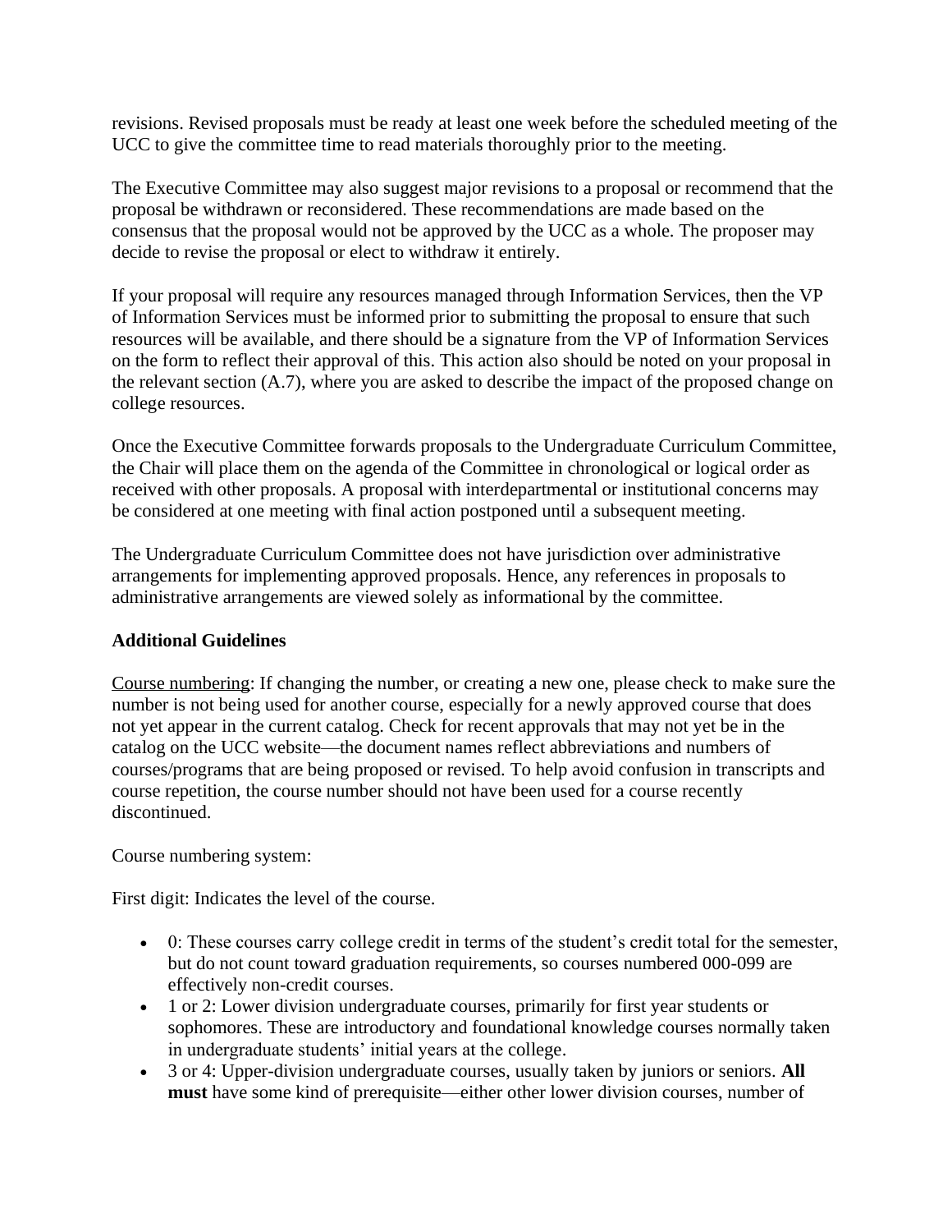revisions. Revised proposals must be ready at least one week before the scheduled meeting of the UCC to give the committee time to read materials thoroughly prior to the meeting.

The Executive Committee may also suggest major revisions to a proposal or recommend that the proposal be withdrawn or reconsidered. These recommendations are made based on the consensus that the proposal would not be approved by the UCC as a whole. The proposer may decide to revise the proposal or elect to withdraw it entirely.

If your proposal will require any resources managed through Information Services, then the VP of Information Services must be informed prior to submitting the proposal to ensure that such resources will be available, and there should be a signature from the VP of Information Services on the form to reflect their approval of this. This action also should be noted on your proposal in the relevant section (A.7), where you are asked to describe the impact of the proposed change on college resources.

Once the Executive Committee forwards proposals to the Undergraduate Curriculum Committee, the Chair will place them on the agenda of the Committee in chronological or logical order as received with other proposals. A proposal with interdepartmental or institutional concerns may be considered at one meeting with final action postponed until a subsequent meeting.

The Undergraduate Curriculum Committee does not have jurisdiction over administrative arrangements for implementing approved proposals. Hence, any references in proposals to administrative arrangements are viewed solely as informational by the committee.

**Additional Guidelines**

<u>Course numbering</u>: If changing the number, or creating a new one, please check to make sure the number is not being used for another course, especially for a newly approved course that does not yet appear in the current catalog. Check for recent approvals that may not yet be in the catalog on the UCC website—the document names reflect abbreviations and numbers of courses/programs that are being proposed or revised. To help avoid confusion in transcripts and course repetition, the course number should not have been used for a course recently discontinued.

Course numbering system:

First digit: Indicates the level of the course.

- 0: These courses carry college credit in terms of the student's credit total for the semester, but do not count toward graduation requirements, so courses numbered 000-099 are effectively non-credit courses.
- 1 or 2: Lower division undergraduate courses, primarily for first year students or sophomores. These are introductory and foundational knowledge courses normally taken in undergraduate students' initial years at the college.
- 3 or 4: Upper-division undergraduate courses, usually taken by juniors or seniors. **All must** have some kind of prerequisite—either other lower division courses, number of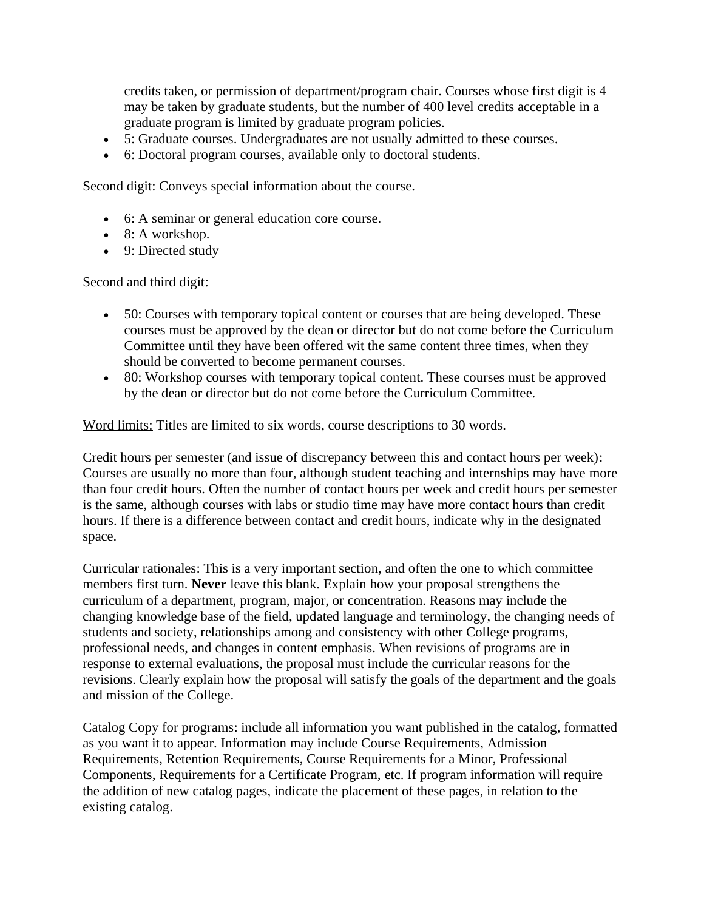credits taken, or permission of department/program chair. Courses whose first digit is 4 may be taken by graduate students, but the number of 400 level credits acceptable in a graduate program is limited by graduate program policies.

- 5: Graduate courses. Undergraduates are not usually admitted to these courses.
- 6: Doctoral program courses, available only to doctoral students.

Second digit: Conveys special information about the course.

- 6: A seminar or general education core course.
- 8: A workshop.
- 9: Directed study

Second and third digit:

- 50: Courses with temporary topical content or courses that are being developed. These courses must be approved by the dean or director but do not come before the Curriculum Committee until they have been offered wit the same content three times, when they should be converted to become permanent courses.
- 80: Workshop courses with temporary topical content. These courses must be approved by the dean or director but do not come before the Curriculum Committee.

<u>Word limits:</u> Titles are limited to six words, course descriptions to 30 words.

<u>Credit hours per semester (and issue of discrepancy between this and contact hours per week)</u>: Courses are usually no more than four, although student teaching and internships may have more than four credit hours. Often the number of contact hours per week and credit hours per semester is the same, although courses with labs or studio time may have more contact hours than credit hours. If there is a difference between contact and credit hours, indicate why in the designated space.

<u>Curricular rationales</u>: This is a very important section, and often the one to which committee members first turn. **Never** leave this blank. Explain how your proposal strengthens the curriculum of a department, program, major, or concentration. Reasons may include the changing knowledge base of the field, updated language and terminology, the changing needs of students and society, relationships among and consistency with other College programs, professional needs, and changes in content emphasis. When revisions of programs are in response to external evaluations, the proposal must include the curricular reasons for the revisions. Clearly explain how the proposal will satisfy the goals of the department and the goals and mission of the College.

<u>Catalog Copy for programs</u>: include all information you want published in the catalog, formatted as you want it to appear. Information may include Course Requirements, Admission Requirements, Retention Requirements, Course Requirements for a Minor, Professional Components, Requirements for a Certificate Program, etc. If program information will require the addition of new catalog pages, indicate the placement of these pages, in relation to the existing catalog.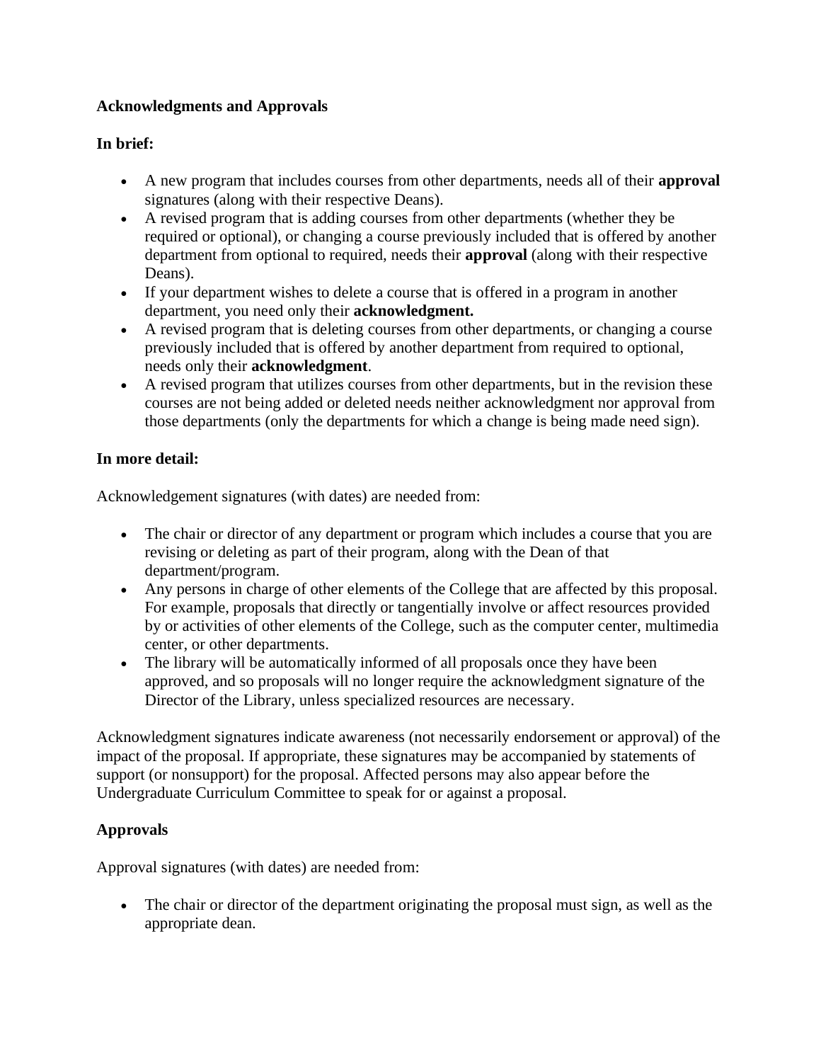**Acknowledgments and Approvals**

**In brief:**

- A new program that includes courses from other departments, needs all of their **approval** signatures (along with their respective Deans).
- A revised program that is adding courses from other departments (whether they be required or optional), or changing a course previously included that is offered by another department from optional to required, needs their **approval** (along with their respective Deans).
- If your department wishes to delete a course that is offered in a program in another department, you need only their **acknowledgment.**
- A revised program that is deleting courses from other departments, or changing a course previously included that is offered by another department from required to optional, needs only their **acknowledgment**.
- A revised program that utilizes courses from other departments, but in the revision these courses are not being added or deleted needs neither acknowledgment nor approval from those departments (only the departments for which a change is being made need sign).

**In more detail:**

Acknowledgement signatures (with dates) are needed from:

- The chair or director of any department or program which includes a course that you are revising or deleting as part of their program, along with the Dean of that department/program.
- Any persons in charge of other elements of the College that are affected by this proposal. For example, proposals that directly or tangentially involve or affect resources provided by or activities of other elements of the College, such as the computer center, multimedia center, or other departments.
- The library will be automatically informed of all proposals once they have been approved, and so proposals will no longer require the acknowledgment signature of the Director of the Library, unless specialized resources are necessary.

Acknowledgment signatures indicate awareness (not necessarily endorsement or approval) of the impact of the proposal. If appropriate, these signatures may be accompanied by statements of support (or nonsupport) for the proposal. Affected persons may also appear before the Undergraduate Curriculum Committee to speak for or against a proposal.

**Approvals**

Approval signatures (with dates) are needed from:

- The chair or director of the department originating the proposal must sign, as well as the appropriate dean.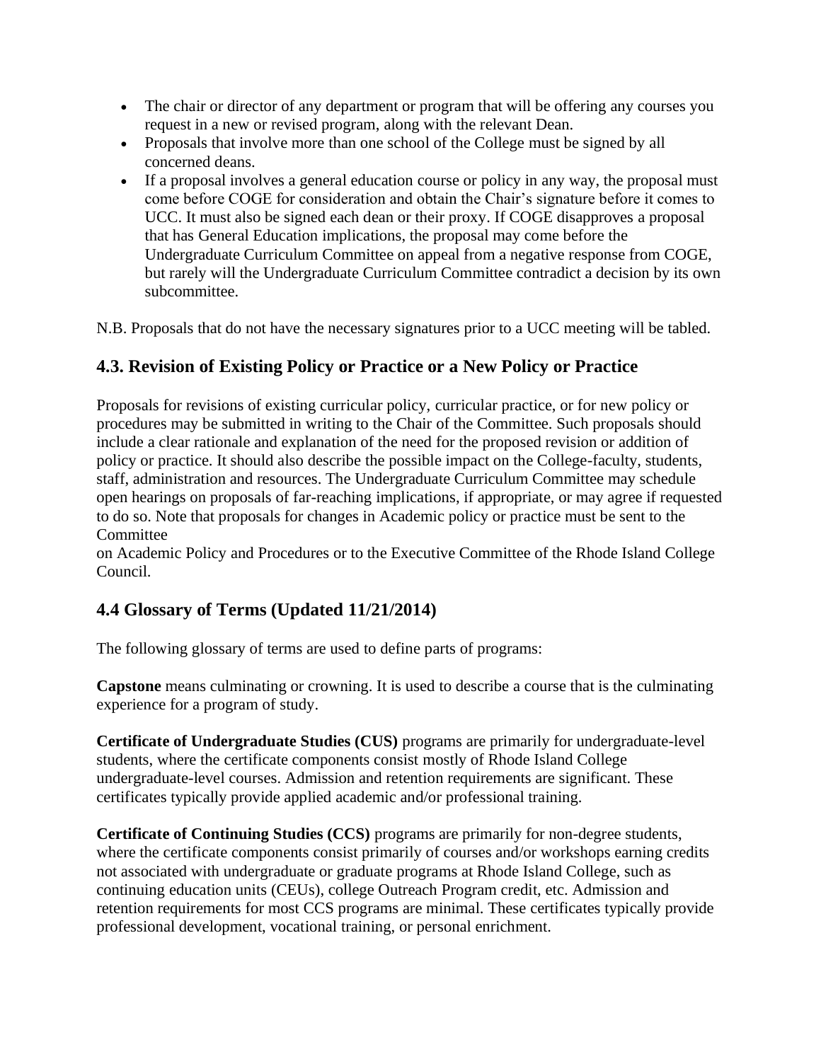- The chair or director of any department or program that will be offering any courses you request in a new or revised program, along with the relevant Dean.
- Proposals that involve more than one school of the College must be signed by all concerned deans.
- If a proposal involves a general education course or policy in any way, the proposal must come before COGE for consideration and obtain the Chair's signature before it comes to UCC. It must also be signed each dean or their proxy. If COGE disapproves a proposal that has General Education implications, the proposal may come before the Undergraduate Curriculum Committee on appeal from a negative response from COGE, but rarely will the Undergraduate Curriculum Committee contradict a decision by its own subcommittee.

N.B. Proposals that do not have the necessary signatures prior to a UCC meeting will be tabled.

## 4.3. Revision of Existing Policy or Practice or a New Policy or Practice

Proposals for revisions of existing curricular policy, curricular practice, or for new policy or procedures may be submitted in writing to the Chair of the Committee. Such proposals should include a clear rationale and explanation of the need for the proposed revision or addition of policy or practice. It should also describe the possible impact on the College-faculty, students, staff, administration and resources. The Undergraduate Curriculum Committee may schedule open hearings on proposals of far-reaching implications, if appropriate, or may agree if requested to do so. Note that proposals for changes in Academic policy or practice must be sent to the Committee
on Academic Policy and Procedures or to the Executive Committee of the Rhode Island College Council.

## 4.4 Glossary of Terms (Updated 11/21/2014)

The following glossary of terms are used to define parts of programs:

**Capstone** means culminating or crowning. It is used to describe a course that is the culminating experience for a program of study.

**Certificate of Undergraduate Studies (CUS)** programs are primarily for undergraduate-level students, where the certificate components consist mostly of Rhode Island College undergraduate-level courses. Admission and retention requirements are significant. These certificates typically provide applied academic and/or professional training.

**Certificate of Continuing Studies (CCS)** programs are primarily for non-degree students, where the certificate components consist primarily of courses and/or workshops earning credits not associated with undergraduate or graduate programs at Rhode Island College, such as continuing education units (CEUs), college Outreach Program credit, etc. Admission and retention requirements for most CCS programs are minimal. These certificates typically provide professional development, vocational training, or personal enrichment.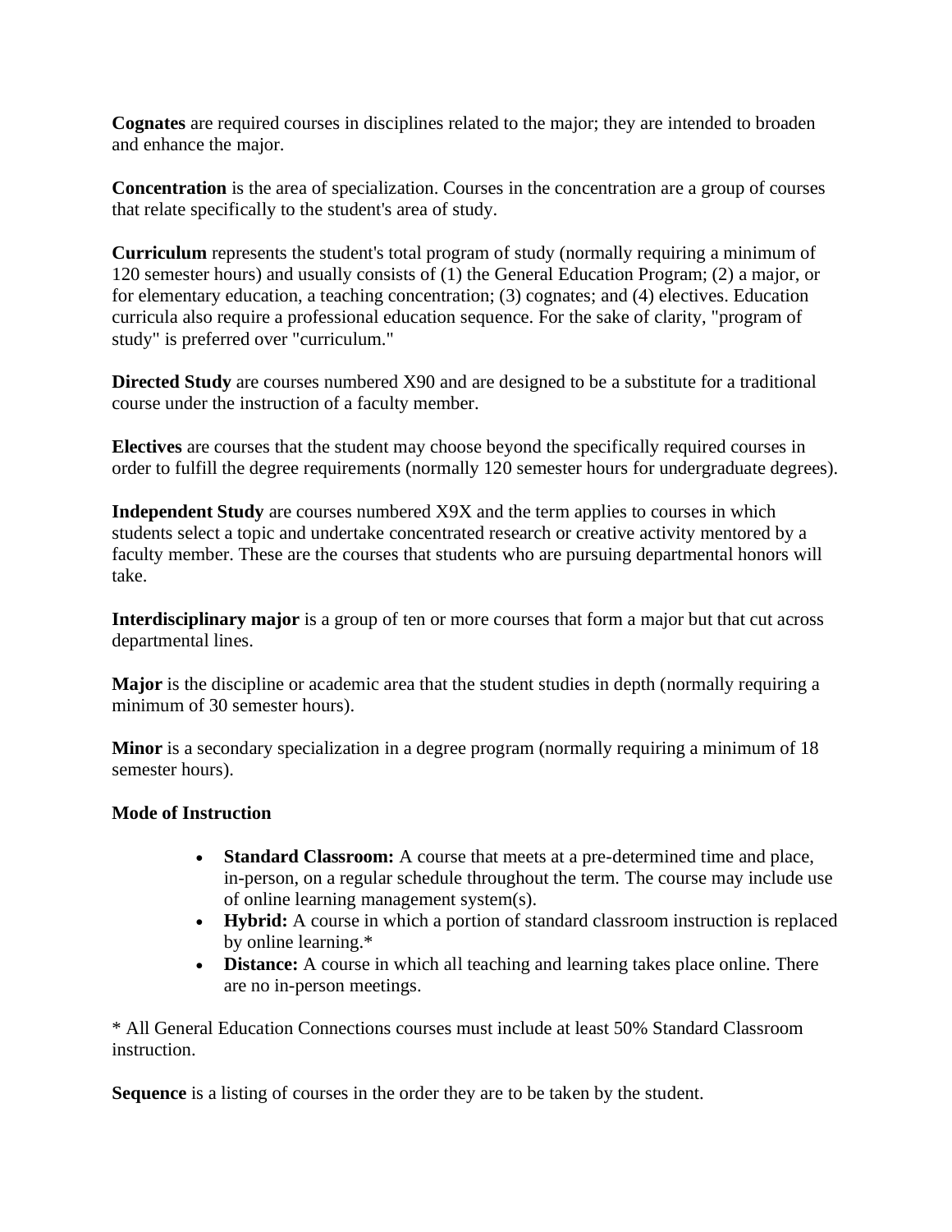**Cognates** are required courses in disciplines related to the major; they are intended to broaden and enhance the major.

**Concentration** is the area of specialization. Courses in the concentration are a group of courses that relate specifically to the student's area of study.

**Curriculum** represents the student's total program of study (normally requiring a minimum of 120 semester hours) and usually consists of (1) the General Education Program; (2) a major, or for elementary education, a teaching concentration; (3) cognates; and (4) electives. Education curricula also require a professional education sequence. For the sake of clarity, "program of study" is preferred over "curriculum."

**Directed Study** are courses numbered X90 and are designed to be a substitute for a traditional course under the instruction of a faculty member.

**Electives** are courses that the student may choose beyond the specifically required courses in order to fulfill the degree requirements (normally 120 semester hours for undergraduate degrees).

**Independent Study** are courses numbered X9X and the term applies to courses in which students select a topic and undertake concentrated research or creative activity mentored by a faculty member. These are the courses that students who are pursuing departmental honors will take.

**Interdisciplinary major** is a group of ten or more courses that form a major but that cut across departmental lines.

**Major** is the discipline or academic area that the student studies in depth (normally requiring a minimum of 30 semester hours).

**Minor** is a secondary specialization in a degree program (normally requiring a minimum of 18 semester hours).

**Mode of Instruction**

- **Standard Classroom:** A course that meets at a pre-determined time and place, in-person, on a regular schedule throughout the term. The course may include use of online learning management system(s).
- **Hybrid:** A course in which a portion of standard classroom instruction is replaced by online learning.*
- **Distance:** A course in which all teaching and learning takes place online. There are no in-person meetings.

* All General Education Connections courses must include at least 50% Standard Classroom instruction.

**Sequence** is a listing of courses in the order they are to be taken by the student.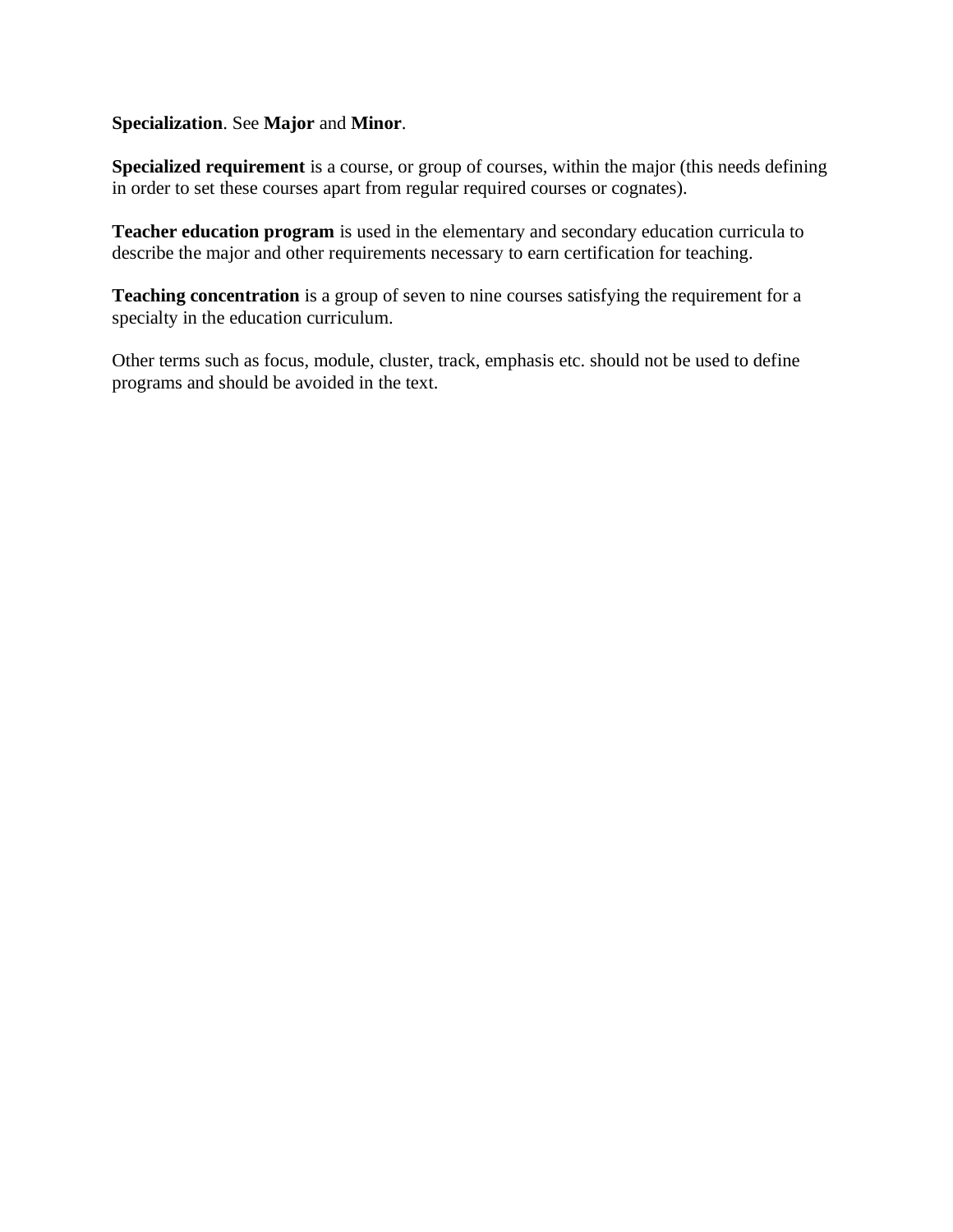**Specialization**. See **Major** and **Minor**.

**Specialized requirement** is a course, or group of courses, within the major (this needs defining in order to set these courses apart from regular required courses or cognates).

**Teacher education program** is used in the elementary and secondary education curricula to describe the major and other requirements necessary to earn certification for teaching.

**Teaching concentration** is a group of seven to nine courses satisfying the requirement for a specialty in the education curriculum.

Other terms such as focus, module, cluster, track, emphasis etc. should not be used to define programs and should be avoided in the text.